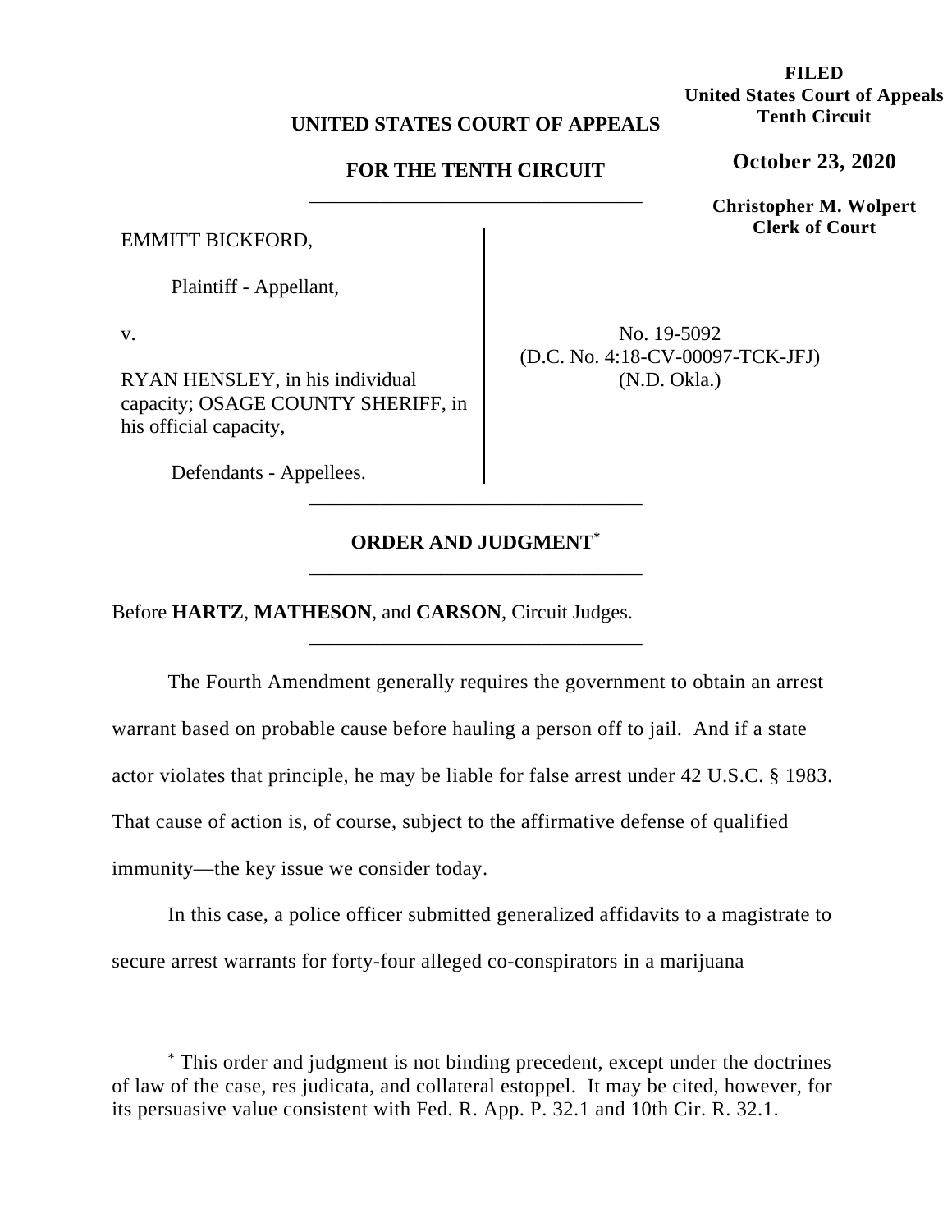**FILED**
**United States Court of Appeals**
**Tenth Circuit**

**October 23, 2020**

**Christopher M. Wolpert**
**Clerk of Court**

**UNITED STATES COURT OF APPEALS**

**FOR THE TENTH CIRCUIT**

---

EMMITT BICKFORD,

Plaintiff - Appellant,

v.

RYAN HENSLEY, in his individual capacity; OSAGE COUNTY SHERIFF, in his official capacity,

Defendants - Appellees.

No. 19-5092
(D.C. No. 4:18-CV-00097-TCK-JFJ)
(N.D. Okla.)

---

**ORDER AND JUDGMENT***

---

Before **HARTZ**, **MATHESON**, and **CARSON**, Circuit Judges.

---

The Fourth Amendment generally requires the government to obtain an arrest warrant based on probable cause before hauling a person off to jail. And if a state actor violates that principle, he may be liable for false arrest under 42 U.S.C. § 1983. That cause of action is, of course, subject to the affirmative defense of qualified immunity—the key issue we consider today.

In this case, a police officer submitted generalized affidavits to a magistrate to secure arrest warrants for forty-four alleged co-conspirators in a marijuana

---

* This order and judgment is not binding precedent, except under the doctrines of law of the case, res judicata, and collateral estoppel. It may be cited, however, for its persuasive value consistent with Fed. R. App. P. 32.1 and 10th Cir. R. 32.1.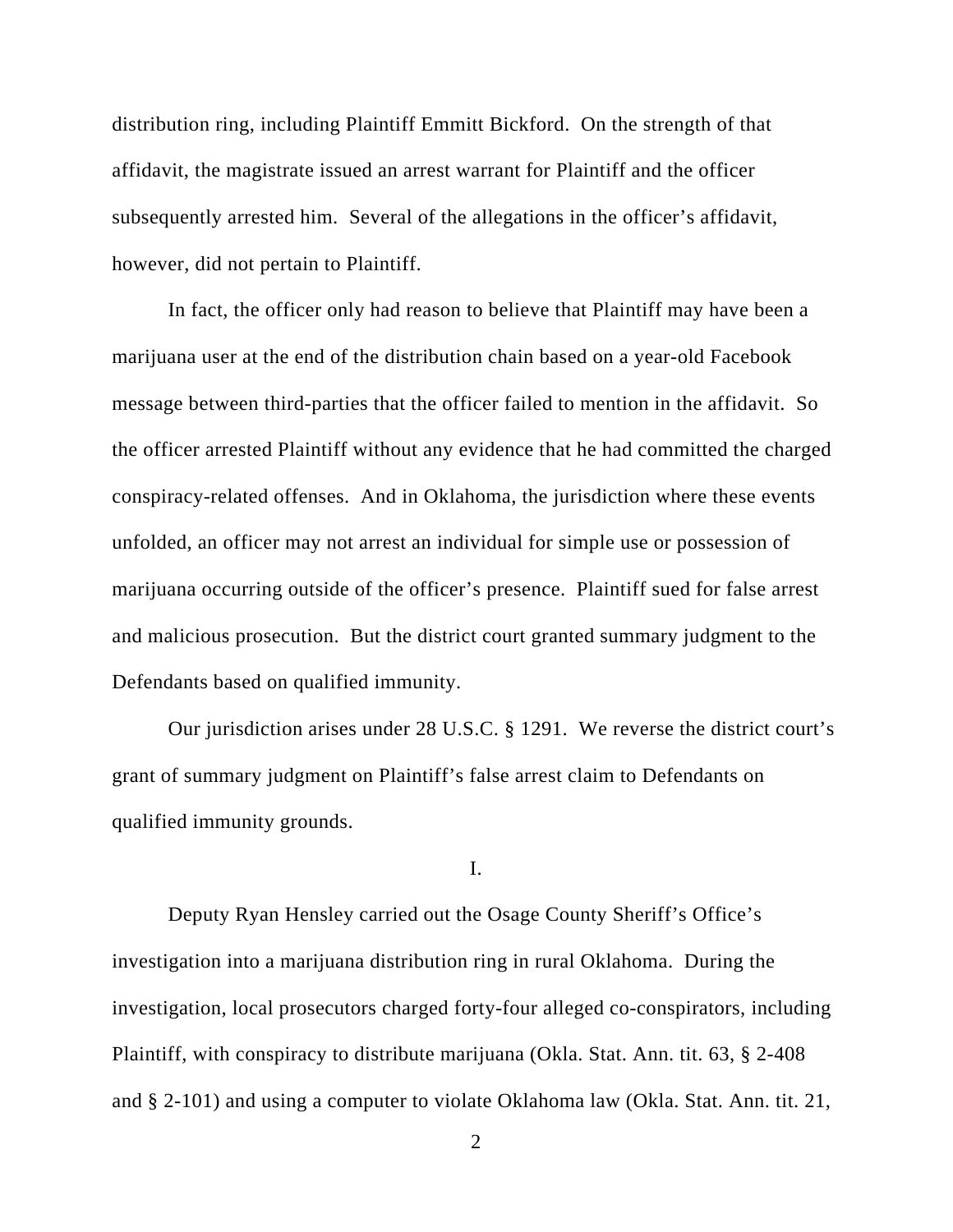distribution ring, including Plaintiff Emmitt Bickford. On the strength of that affidavit, the magistrate issued an arrest warrant for Plaintiff and the officer subsequently arrested him. Several of the allegations in the officer's affidavit, however, did not pertain to Plaintiff.

In fact, the officer only had reason to believe that Plaintiff may have been a marijuana user at the end of the distribution chain based on a year-old Facebook message between third-parties that the officer failed to mention in the affidavit. So the officer arrested Plaintiff without any evidence that he had committed the charged conspiracy-related offenses. And in Oklahoma, the jurisdiction where these events unfolded, an officer may not arrest an individual for simple use or possession of marijuana occurring outside of the officer's presence. Plaintiff sued for false arrest and malicious prosecution. But the district court granted summary judgment to the Defendants based on qualified immunity.

Our jurisdiction arises under 28 U.S.C. § 1291. We reverse the district court's grant of summary judgment on Plaintiff's false arrest claim to Defendants on qualified immunity grounds.

## I.

Deputy Ryan Hensley carried out the Osage County Sheriff's Office's investigation into a marijuana distribution ring in rural Oklahoma. During the investigation, local prosecutors charged forty-four alleged co-conspirators, including Plaintiff, with conspiracy to distribute marijuana (Okla. Stat. Ann. tit. 63, § 2-408 and § 2-101) and using a computer to violate Oklahoma law (Okla. Stat. Ann. tit. 21,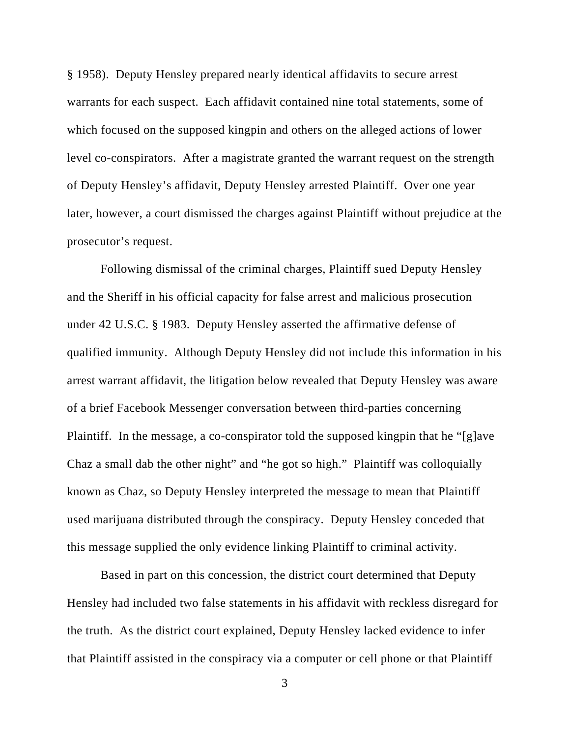§ 1958). Deputy Hensley prepared nearly identical affidavits to secure arrest warrants for each suspect. Each affidavit contained nine total statements, some of which focused on the supposed kingpin and others on the alleged actions of lower level co-conspirators. After a magistrate granted the warrant request on the strength of Deputy Hensley's affidavit, Deputy Hensley arrested Plaintiff. Over one year later, however, a court dismissed the charges against Plaintiff without prejudice at the prosecutor's request.

Following dismissal of the criminal charges, Plaintiff sued Deputy Hensley and the Sheriff in his official capacity for false arrest and malicious prosecution under 42 U.S.C. § 1983. Deputy Hensley asserted the affirmative defense of qualified immunity. Although Deputy Hensley did not include this information in his arrest warrant affidavit, the litigation below revealed that Deputy Hensley was aware of a brief Facebook Messenger conversation between third-parties concerning Plaintiff. In the message, a co-conspirator told the supposed kingpin that he "[g]ave Chaz a small dab the other night" and "he got so high." Plaintiff was colloquially known as Chaz, so Deputy Hensley interpreted the message to mean that Plaintiff used marijuana distributed through the conspiracy. Deputy Hensley conceded that this message supplied the only evidence linking Plaintiff to criminal activity.

Based in part on this concession, the district court determined that Deputy Hensley had included two false statements in his affidavit with reckless disregard for the truth. As the district court explained, Deputy Hensley lacked evidence to infer that Plaintiff assisted in the conspiracy via a computer or cell phone or that Plaintiff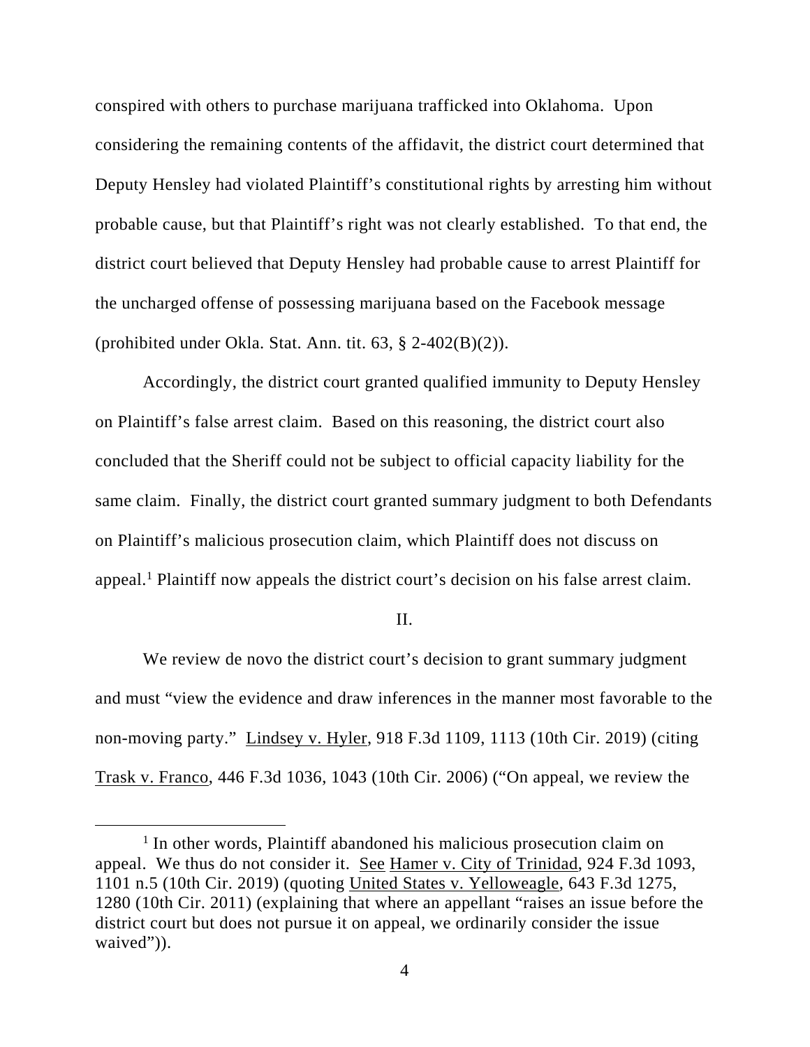conspired with others to purchase marijuana trafficked into Oklahoma. Upon considering the remaining contents of the affidavit, the district court determined that Deputy Hensley had violated Plaintiff's constitutional rights by arresting him without probable cause, but that Plaintiff's right was not clearly established. To that end, the district court believed that Deputy Hensley had probable cause to arrest Plaintiff for the uncharged offense of possessing marijuana based on the Facebook message (prohibited under Okla. Stat. Ann. tit. 63, § 2-402(B)(2)).

Accordingly, the district court granted qualified immunity to Deputy Hensley on Plaintiff's false arrest claim. Based on this reasoning, the district court also concluded that the Sheriff could not be subject to official capacity liability for the same claim. Finally, the district court granted summary judgment to both Defendants on Plaintiff's malicious prosecution claim, which Plaintiff does not discuss on appeal.[1] Plaintiff now appeals the district court's decision on his false arrest claim.

## II.

We review de novo the district court's decision to grant summary judgment and must "view the evidence and draw inferences in the manner most favorable to the non-moving party." Lindsey v. Hyler, 918 F.3d 1109, 1113 (10th Cir. 2019) (citing Trask v. Franco, 446 F.3d 1036, 1043 (10th Cir. 2006) ("On appeal, we review the

[1] In other words, Plaintiff abandoned his malicious prosecution claim on appeal. We thus do not consider it. See Hamer v. City of Trinidad, 924 F.3d 1093, 1101 n.5 (10th Cir. 2019) (quoting United States v. Yelloweagle, 643 F.3d 1275, 1280 (10th Cir. 2011) (explaining that where an appellant "raises an issue before the district court but does not pursue it on appeal, we ordinarily consider the issue waived")).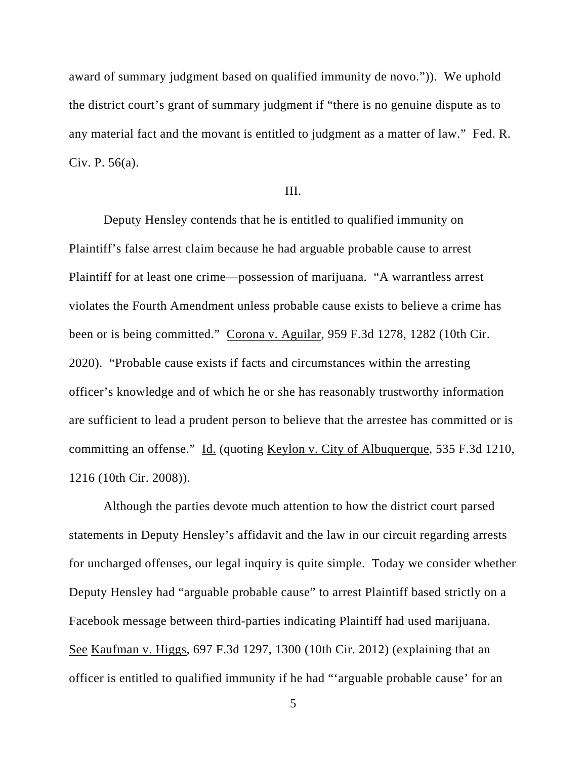award of summary judgment based on qualified immunity de novo.")). We uphold the district court's grant of summary judgment if "there is no genuine dispute as to any material fact and the movant is entitled to judgment as a matter of law." Fed. R. Civ. P. 56(a).

III.

Deputy Hensley contends that he is entitled to qualified immunity on Plaintiff's false arrest claim because he had arguable probable cause to arrest Plaintiff for at least one crime—possession of marijuana. "A warrantless arrest violates the Fourth Amendment unless probable cause exists to believe a crime has been or is being committed." Corona v. Aguilar, 959 F.3d 1278, 1282 (10th Cir. 2020). "Probable cause exists if facts and circumstances within the arresting officer's knowledge and of which he or she has reasonably trustworthy information are sufficient to lead a prudent person to believe that the arrestee has committed or is committing an offense." Id. (quoting Keylon v. City of Albuquerque, 535 F.3d 1210, 1216 (10th Cir. 2008)).

Although the parties devote much attention to how the district court parsed statements in Deputy Hensley's affidavit and the law in our circuit regarding arrests for uncharged offenses, our legal inquiry is quite simple. Today we consider whether Deputy Hensley had "arguable probable cause" to arrest Plaintiff based strictly on a Facebook message between third-parties indicating Plaintiff had used marijuana. See Kaufman v. Higgs, 697 F.3d 1297, 1300 (10th Cir. 2012) (explaining that an officer is entitled to qualified immunity if he had "'arguable probable cause' for an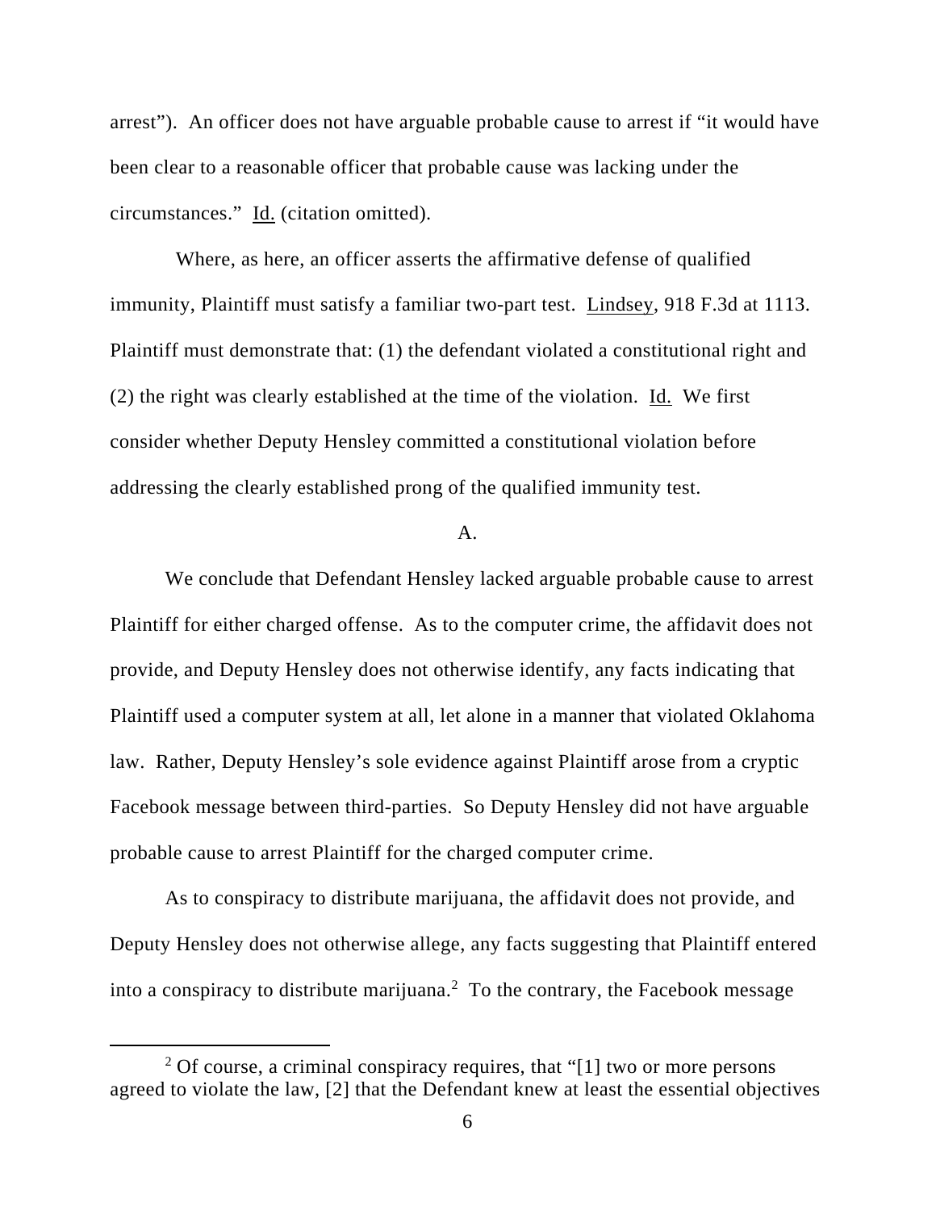arrest"). An officer does not have arguable probable cause to arrest if "it would have been clear to a reasonable officer that probable cause was lacking under the circumstances." Id. (citation omitted).

Where, as here, an officer asserts the affirmative defense of qualified immunity, Plaintiff must satisfy a familiar two-part test. Lindsey, 918 F.3d at 1113. Plaintiff must demonstrate that: (1) the defendant violated a constitutional right and (2) the right was clearly established at the time of the violation. Id. We first consider whether Deputy Hensley committed a constitutional violation before addressing the clearly established prong of the qualified immunity test.

A.

We conclude that Defendant Hensley lacked arguable probable cause to arrest Plaintiff for either charged offense. As to the computer crime, the affidavit does not provide, and Deputy Hensley does not otherwise identify, any facts indicating that Plaintiff used a computer system at all, let alone in a manner that violated Oklahoma law. Rather, Deputy Hensley's sole evidence against Plaintiff arose from a cryptic Facebook message between third-parties. So Deputy Hensley did not have arguable probable cause to arrest Plaintiff for the charged computer crime.

As to conspiracy to distribute marijuana, the affidavit does not provide, and Deputy Hensley does not otherwise allege, any facts suggesting that Plaintiff entered into a conspiracy to distribute marijuana.[2] To the contrary, the Facebook message

[2] Of course, a criminal conspiracy requires, that "[1] two or more persons agreed to violate the law, [2] that the Defendant knew at least the essential objectives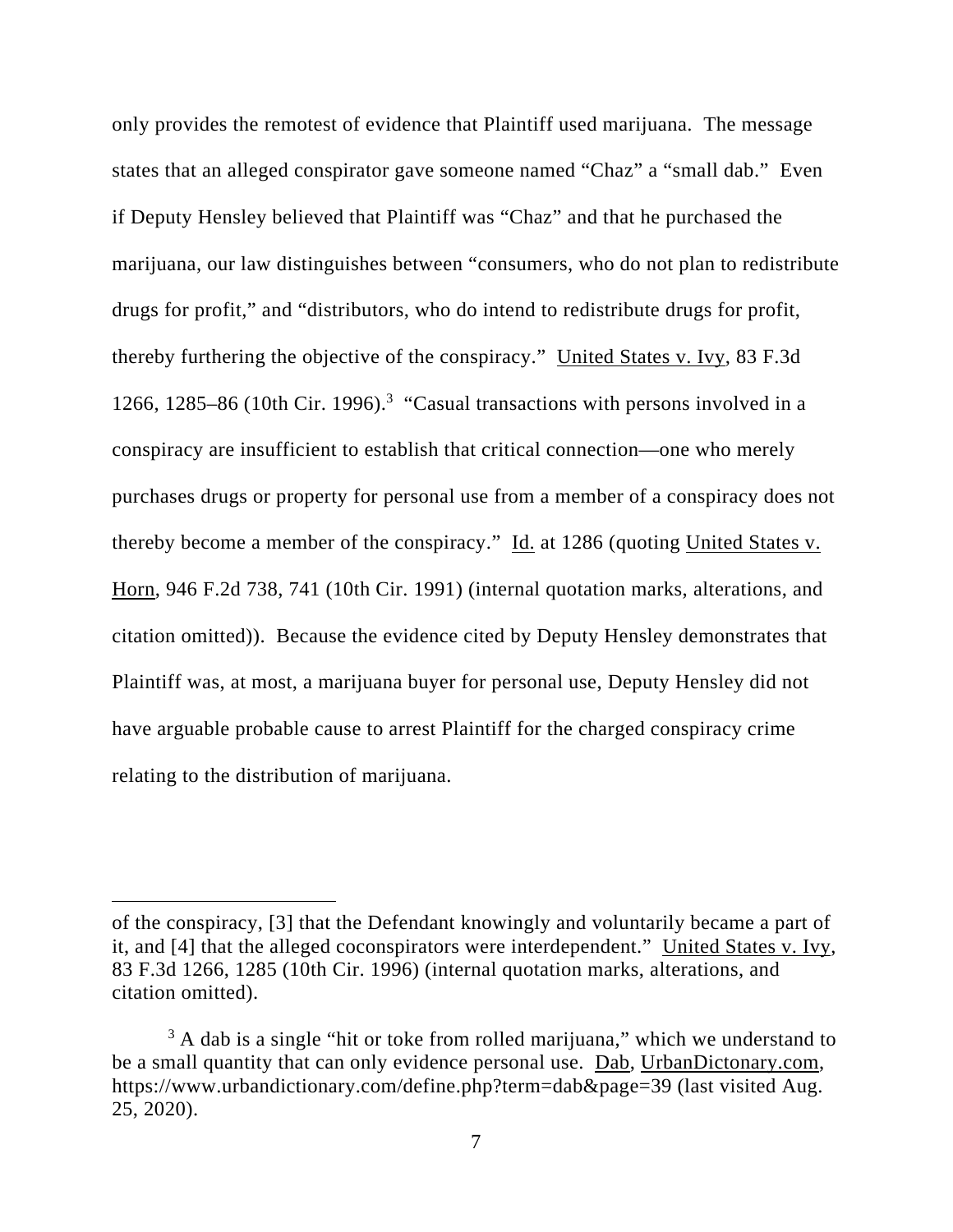only provides the remotest of evidence that Plaintiff used marijuana. The message states that an alleged conspirator gave someone named "Chaz" a "small dab." Even if Deputy Hensley believed that Plaintiff was "Chaz" and that he purchased the marijuana, our law distinguishes between "consumers, who do not plan to redistribute drugs for profit," and "distributors, who do intend to redistribute drugs for profit, thereby furthering the objective of the conspiracy." United States v. Ivy, 83 F.3d 1266, 1285–86 (10th Cir. 1996).[3] "Casual transactions with persons involved in a conspiracy are insufficient to establish that critical connection—one who merely purchases drugs or property for personal use from a member of a conspiracy does not thereby become a member of the conspiracy." Id. at 1286 (quoting United States v. Horn, 946 F.2d 738, 741 (10th Cir. 1991) (internal quotation marks, alterations, and citation omitted)). Because the evidence cited by Deputy Hensley demonstrates that Plaintiff was, at most, a marijuana buyer for personal use, Deputy Hensley did not have arguable probable cause to arrest Plaintiff for the charged conspiracy crime relating to the distribution of marijuana.

---

of the conspiracy, [3] that the Defendant knowingly and voluntarily became a part of it, and [4] that the alleged coconspirators were interdependent." United States v. Ivy, 83 F.3d 1266, 1285 (10th Cir. 1996) (internal quotation marks, alterations, and citation omitted).

[3] A dab is a single "hit or toke from rolled marijuana," which we understand to be a small quantity that can only evidence personal use. Dab, UrbanDictonary.com, https://www.urbandictionary.com/define.php?term=dab&page=39 (last visited Aug. 25, 2020).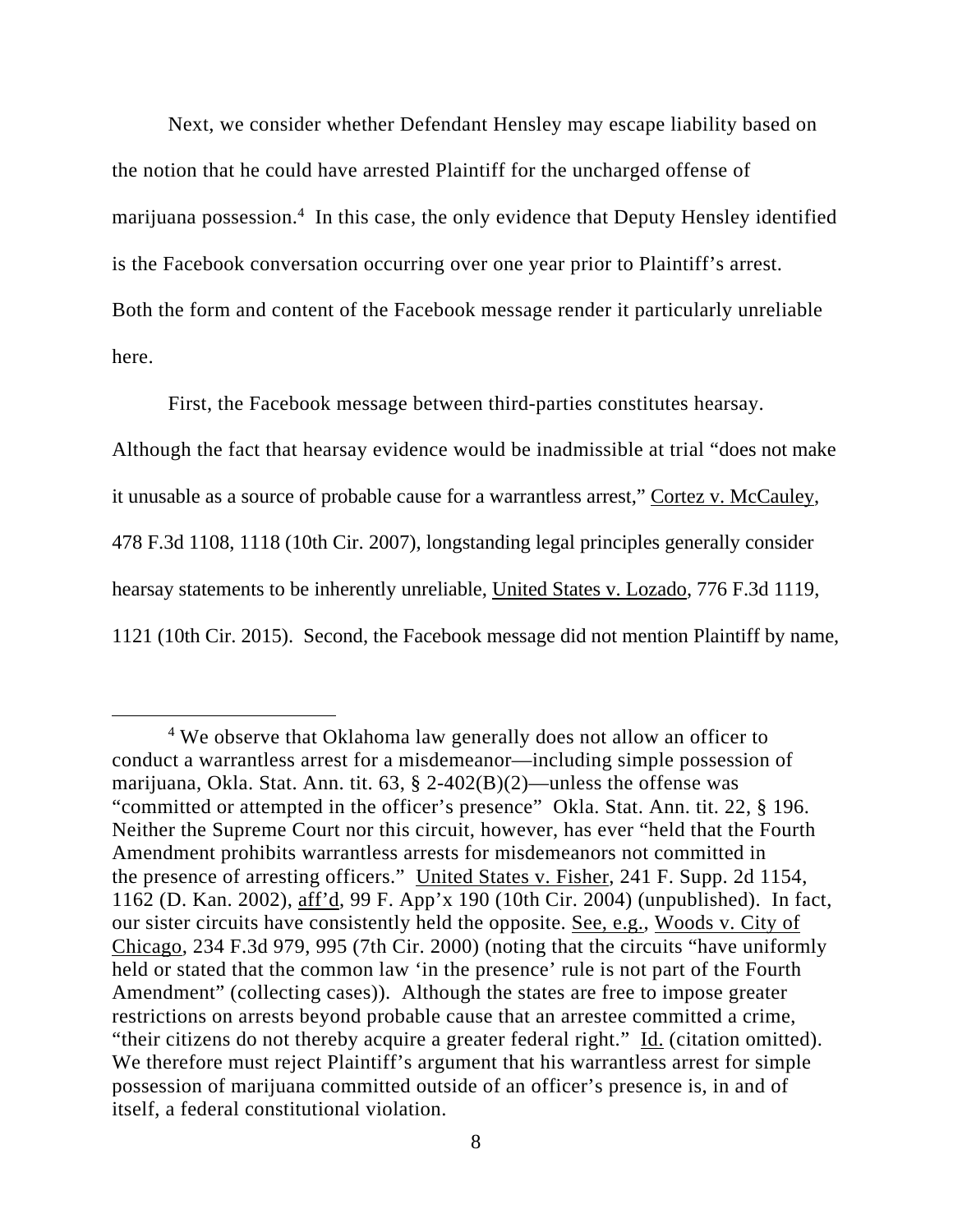Next, we consider whether Defendant Hensley may escape liability based on the notion that he could have arrested Plaintiff for the uncharged offense of marijuana possession.[4] In this case, the only evidence that Deputy Hensley identified is the Facebook conversation occurring over one year prior to Plaintiff's arrest. Both the form and content of the Facebook message render it particularly unreliable here.

First, the Facebook message between third-parties constitutes hearsay. Although the fact that hearsay evidence would be inadmissible at trial "does not make it unusable as a source of probable cause for a warrantless arrest," Cortez v. McCauley, 478 F.3d 1108, 1118 (10th Cir. 2007), longstanding legal principles generally consider hearsay statements to be inherently unreliable, United States v. Lozado, 776 F.3d 1119, 1121 (10th Cir. 2015). Second, the Facebook message did not mention Plaintiff by name,

[4] We observe that Oklahoma law generally does not allow an officer to conduct a warrantless arrest for a misdemeanor—including simple possession of marijuana, Okla. Stat. Ann. tit. 63, § 2-402(B)(2)—unless the offense was "committed or attempted in the officer's presence" Okla. Stat. Ann. tit. 22, § 196. Neither the Supreme Court nor this circuit, however, has ever "held that the Fourth Amendment prohibits warrantless arrests for misdemeanors not committed in the presence of arresting officers." United States v. Fisher, 241 F. Supp. 2d 1154, 1162 (D. Kan. 2002), aff'd, 99 F. App'x 190 (10th Cir. 2004) (unpublished). In fact, our sister circuits have consistently held the opposite. See, e.g., Woods v. City of Chicago, 234 F.3d 979, 995 (7th Cir. 2000) (noting that the circuits "have uniformly held or stated that the common law 'in the presence' rule is not part of the Fourth Amendment" (collecting cases)). Although the states are free to impose greater restrictions on arrests beyond probable cause that an arrestee committed a crime, "their citizens do not thereby acquire a greater federal right." Id. (citation omitted). We therefore must reject Plaintiff's argument that his warrantless arrest for simple possession of marijuana committed outside of an officer's presence is, in and of itself, a federal constitutional violation.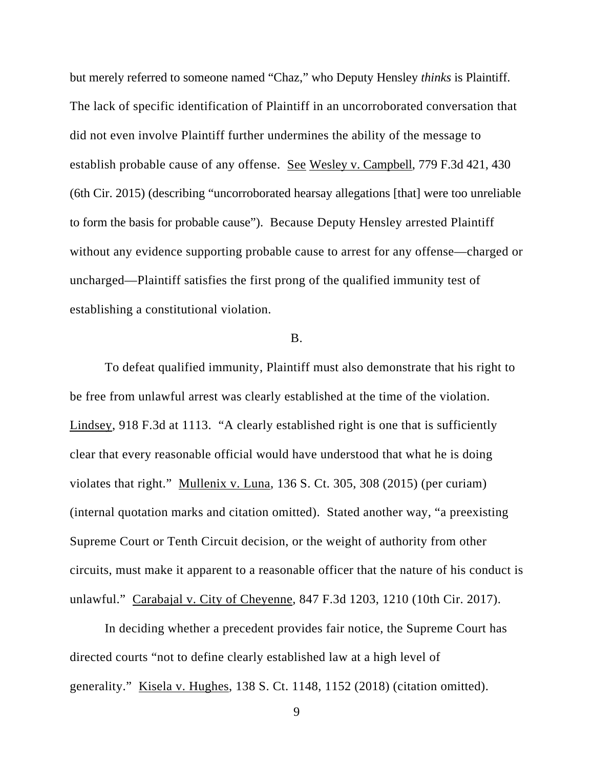but merely referred to someone named "Chaz," who Deputy Hensley *thinks* is Plaintiff. The lack of specific identification of Plaintiff in an uncorroborated conversation that did not even involve Plaintiff further undermines the ability of the message to establish probable cause of any offense. See Wesley v. Campbell, 779 F.3d 421, 430 (6th Cir. 2015) (describing "uncorroborated hearsay allegations [that] were too unreliable to form the basis for probable cause"). Because Deputy Hensley arrested Plaintiff without any evidence supporting probable cause to arrest for any offense—charged or uncharged—Plaintiff satisfies the first prong of the qualified immunity test of establishing a constitutional violation.

B.

To defeat qualified immunity, Plaintiff must also demonstrate that his right to be free from unlawful arrest was clearly established at the time of the violation. Lindsey, 918 F.3d at 1113. "A clearly established right is one that is sufficiently clear that every reasonable official would have understood that what he is doing violates that right." Mullenix v. Luna, 136 S. Ct. 305, 308 (2015) (per curiam) (internal quotation marks and citation omitted). Stated another way, "a preexisting Supreme Court or Tenth Circuit decision, or the weight of authority from other circuits, must make it apparent to a reasonable officer that the nature of his conduct is unlawful." Carabajal v. City of Cheyenne, 847 F.3d 1203, 1210 (10th Cir. 2017).

In deciding whether a precedent provides fair notice, the Supreme Court has directed courts "not to define clearly established law at a high level of generality." Kisela v. Hughes, 138 S. Ct. 1148, 1152 (2018) (citation omitted).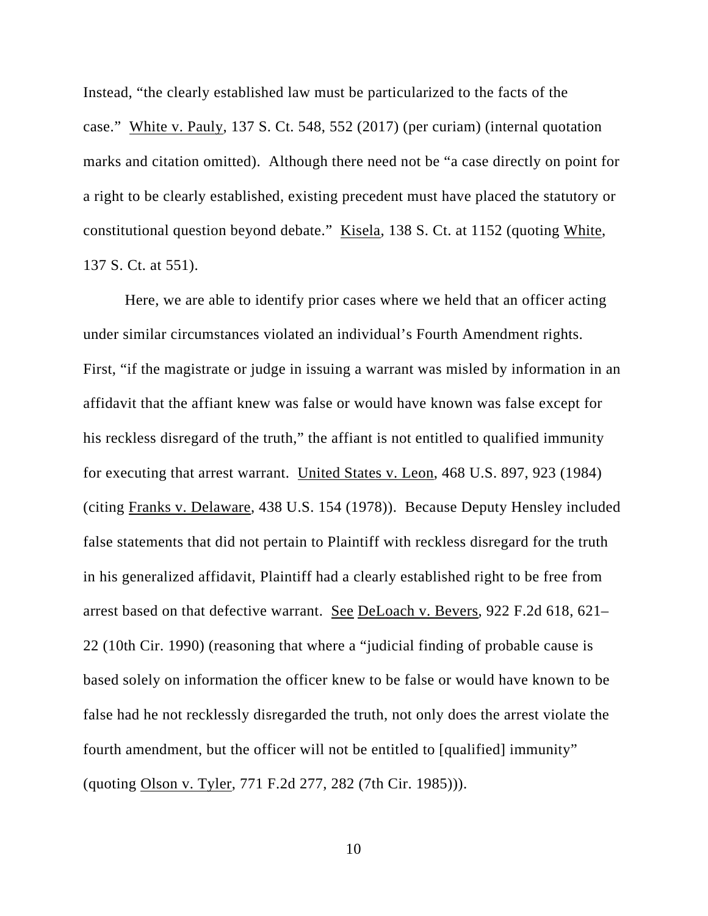Instead, "the clearly established law must be particularized to the facts of the case." White v. Pauly, 137 S. Ct. 548, 552 (2017) (per curiam) (internal quotation marks and citation omitted). Although there need not be "a case directly on point for a right to be clearly established, existing precedent must have placed the statutory or constitutional question beyond debate." Kisela, 138 S. Ct. at 1152 (quoting White, 137 S. Ct. at 551).

Here, we are able to identify prior cases where we held that an officer acting under similar circumstances violated an individual's Fourth Amendment rights. First, "if the magistrate or judge in issuing a warrant was misled by information in an affidavit that the affiant knew was false or would have known was false except for his reckless disregard of the truth," the affiant is not entitled to qualified immunity for executing that arrest warrant. United States v. Leon, 468 U.S. 897, 923 (1984) (citing Franks v. Delaware, 438 U.S. 154 (1978)). Because Deputy Hensley included false statements that did not pertain to Plaintiff with reckless disregard for the truth in his generalized affidavit, Plaintiff had a clearly established right to be free from arrest based on that defective warrant. See DeLoach v. Bevers, 922 F.2d 618, 621–22 (10th Cir. 1990) (reasoning that where a "judicial finding of probable cause is based solely on information the officer knew to be false or would have known to be false had he not recklessly disregarded the truth, not only does the arrest violate the fourth amendment, but the officer will not be entitled to [qualified] immunity" (quoting Olson v. Tyler, 771 F.2d 277, 282 (7th Cir. 1985))).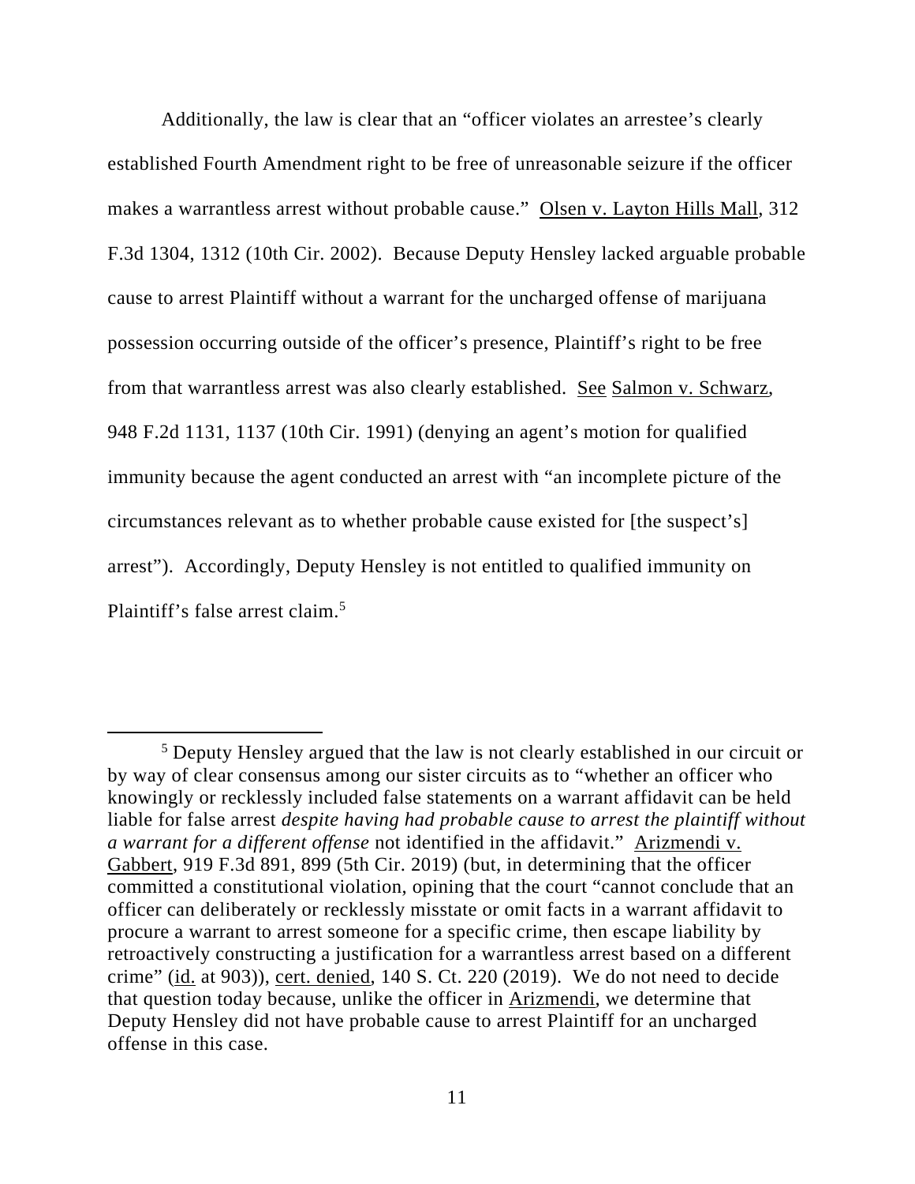Additionally, the law is clear that an "officer violates an arrestee's clearly established Fourth Amendment right to be free of unreasonable seizure if the officer makes a warrantless arrest without probable cause." Olsen v. Layton Hills Mall, 312 F.3d 1304, 1312 (10th Cir. 2002). Because Deputy Hensley lacked arguable probable cause to arrest Plaintiff without a warrant for the uncharged offense of marijuana possession occurring outside of the officer's presence, Plaintiff's right to be free from that warrantless arrest was also clearly established. See Salmon v. Schwarz, 948 F.2d 1131, 1137 (10th Cir. 1991) (denying an agent's motion for qualified immunity because the agent conducted an arrest with "an incomplete picture of the circumstances relevant as to whether probable cause existed for [the suspect's] arrest"). Accordingly, Deputy Hensley is not entitled to qualified immunity on Plaintiff's false arrest claim.[5]

---

[5] Deputy Hensley argued that the law is not clearly established in our circuit or by way of clear consensus among our sister circuits as to "whether an officer who knowingly or recklessly included false statements on a warrant affidavit can be held liable for false arrest *despite having had probable cause to arrest the plaintiff without a warrant for a different offense* not identified in the affidavit." Arizmendi v. Gabbert, 919 F.3d 891, 899 (5th Cir. 2019) (but, in determining that the officer committed a constitutional violation, opining that the court "cannot conclude that an officer can deliberately or recklessly misstate or omit facts in a warrant affidavit to procure a warrant to arrest someone for a specific crime, then escape liability by retroactively constructing a justification for a warrantless arrest based on a different crime" (id. at 903)), cert. denied, 140 S. Ct. 220 (2019). We do not need to decide that question today because, unlike the officer in Arizmendi, we determine that Deputy Hensley did not have probable cause to arrest Plaintiff for an uncharged offense in this case.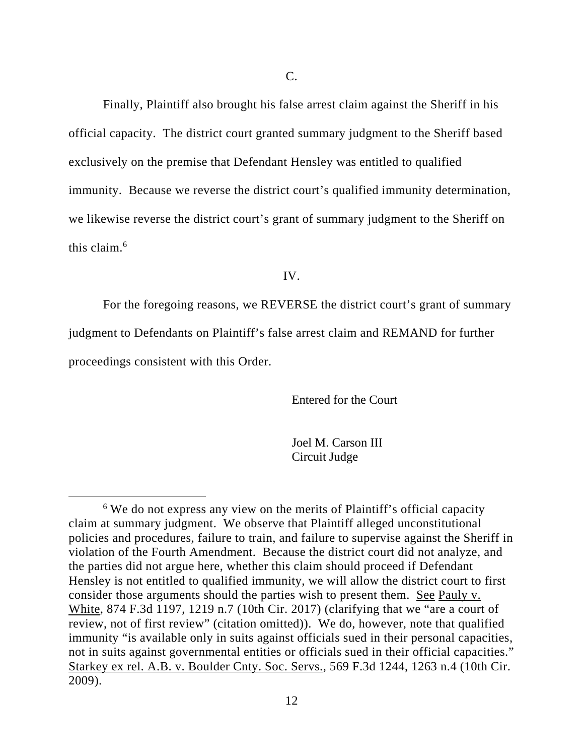C.

Finally, Plaintiff also brought his false arrest claim against the Sheriff in his official capacity. The district court granted summary judgment to the Sheriff based exclusively on the premise that Defendant Hensley was entitled to qualified immunity. Because we reverse the district court's qualified immunity determination, we likewise reverse the district court's grant of summary judgment to the Sheriff on this claim.[6]

IV.

For the foregoing reasons, we REVERSE the district court's grant of summary judgment to Defendants on Plaintiff's false arrest claim and REMAND for further proceedings consistent with this Order.

Entered for the Court

Joel M. Carson III
Circuit Judge

---

[6] We do not express any view on the merits of Plaintiff's official capacity claim at summary judgment. We observe that Plaintiff alleged unconstitutional policies and procedures, failure to train, and failure to supervise against the Sheriff in violation of the Fourth Amendment. Because the district court did not analyze, and the parties did not argue here, whether this claim should proceed if Defendant Hensley is not entitled to qualified immunity, we will allow the district court to first consider those arguments should the parties wish to present them. See Pauly v. White, 874 F.3d 1197, 1219 n.7 (10th Cir. 2017) (clarifying that we "are a court of review, not of first review" (citation omitted)). We do, however, note that qualified immunity "is available only in suits against officials sued in their personal capacities, not in suits against governmental entities or officials sued in their official capacities." Starkey ex rel. A.B. v. Boulder Cnty. Soc. Servs., 569 F.3d 1244, 1263 n.4 (10th Cir. 2009).